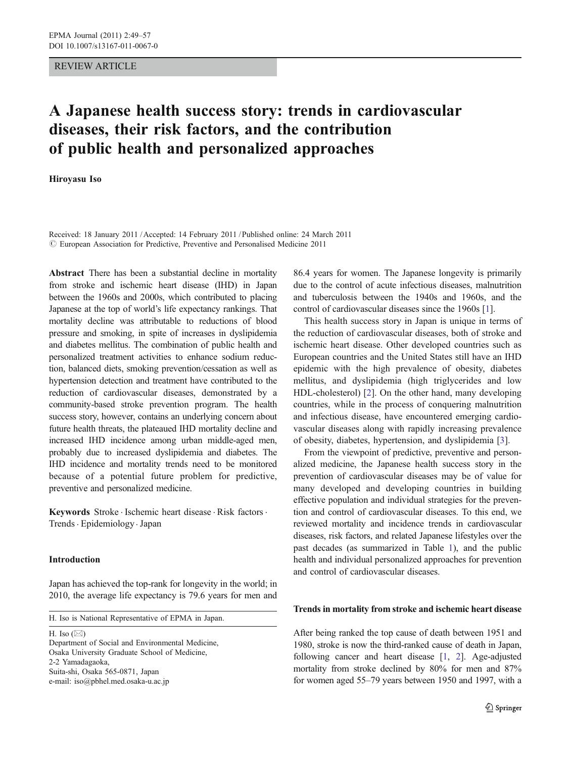REVIEW ARTICLE

# A Japanese health success story: trends in cardiovascular diseases, their risk factors, and the contribution of public health and personalized approaches

**Hiroyasu Iso**

Received: 18 January 2011 / Accepted: 14 February 2011 / Published online: 24 March 2011
© European Association for Predictive, Preventive and Personalised Medicine 2011

**Abstract** There has been a substantial decline in mortality from stroke and ischemic heart disease (IHD) in Japan between the 1960s and 2000s, which contributed to placing Japanese at the top of world's life expectancy rankings. That mortality decline was attributable to reductions of blood pressure and smoking, in spite of increases in dyslipidemia and diabetes mellitus. The combination of public health and personalized treatment activities to enhance sodium reduction, balanced diets, smoking prevention/cessation as well as hypertension detection and treatment have contributed to the reduction of cardiovascular diseases, demonstrated by a community-based stroke prevention program. The health success story, however, contains an underlying concern about future health threats, the plateaued IHD mortality decline and increased IHD incidence among urban middle-aged men, probably due to increased dyslipidemia and diabetes. The IHD incidence and mortality trends need to be monitored because of a potential future problem for predictive, preventive and personalized medicine.

**Keywords** Stroke · Ischemic heart disease · Risk factors · Trends · Epidemiology · Japan

## Introduction

Japan has achieved the top-rank for longevity in the world; in 2010, the average life expectancy is 79.6 years for men and 86.4 years for women. The Japanese longevity is primarily due to the control of acute infectious diseases, malnutrition and tuberculosis between the 1940s and 1960s, and the control of cardiovascular diseases since the 1960s [1].

This health success story in Japan is unique in terms of the reduction of cardiovascular diseases, both of stroke and ischemic heart disease. Other developed countries such as European countries and the United States still have an IHD epidemic with the high prevalence of obesity, diabetes mellitus, and dyslipidemia (high triglycerides and low HDL-cholesterol) [2]. On the other hand, many developing countries, while in the process of conquering malnutrition and infectious disease, have encountered emerging cardiovascular diseases along with rapidly increasing prevalence of obesity, diabetes, hypertension, and dyslipidemia [3].

From the viewpoint of predictive, preventive and personalized medicine, the Japanese health success story in the prevention of cardiovascular diseases may be of value for many developed and developing countries in building effective population and individual strategies for the prevention and control of cardiovascular diseases. To this end, we reviewed mortality and incidence trends in cardiovascular diseases, risk factors, and related Japanese lifestyles over the past decades (as summarized in Table 1), and the public health and individual personalized approaches for prevention and control of cardiovascular diseases.

## Trends in mortality from stroke and ischemic heart disease

After being ranked the top cause of death between 1951 and 1980, stroke is now the third-ranked cause of death in Japan, following cancer and heart disease [1, 2]. Age-adjusted mortality from stroke declined by 80% for men and 87% for women aged 55–79 years between 1950 and 1997, with a

---

H. Iso is National Representative of EPMA in Japan.

H. Iso (✉)
Department of Social and Environmental Medicine,
Osaka University Graduate School of Medicine,
2-2 Yamadagaoka,
Suita-shi, Osaka 565-0871, Japan
e-mail: iso@pbhel.med.osaka-u.ac.jp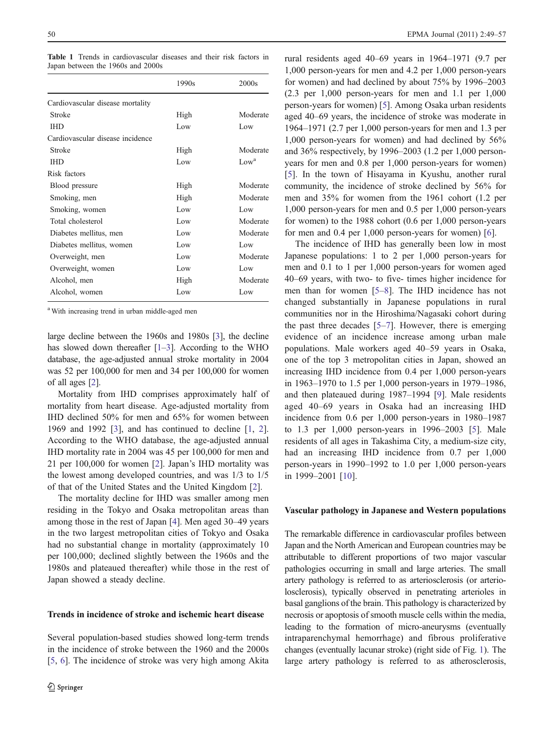**Table 1** Trends in cardiovascular diseases and their risk factors in Japan between the 1960s and 2000s

| | 1990s | 2000s |
|---|---|---|
| Cardiovascular disease mortality | | |
| Stroke | High | Moderate |
| IHD | Low | Low |
| Cardiovascular disease incidence | | |
| Stroke | High | Moderate |
| IHD | Low | Low[a] |
| Risk factors | | |
| Blood pressure | High | Moderate |
| Smoking, men | High | Moderate |
| Smoking, women | Low | Low |
| Total cholesterol | Low | Moderate |
| Diabetes mellitus, men | Low | Moderate |
| Diabetes mellitus, women | Low | Low |
| Overweight, men | Low | Moderate |
| Overweight, women | Low | Low |
| Alcohol, men | High | Moderate |
| Alcohol, women | Low | Low |

[a] With increasing trend in urban middle-aged men

large decline between the 1960s and 1980s [3], the decline has slowed down thereafter [1–3]. According to the WHO database, the age-adjusted annual stroke mortality in 2004 was 52 per 100,000 for men and 34 per 100,000 for women of all ages [2].

Mortality from IHD comprises approximately half of mortality from heart disease. Age-adjusted mortality from IHD declined 50% for men and 65% for women between 1969 and 1992 [3], and has continued to decline [1, 2]. According to the WHO database, the age-adjusted annual IHD mortality rate in 2004 was 45 per 100,000 for men and 21 per 100,000 for women [2]. Japan's IHD mortality was the lowest among developed countries, and was 1/3 to 1/5 of that of the United States and the United Kingdom [2].

The mortality decline for IHD was smaller among men residing in the Tokyo and Osaka metropolitan areas than among those in the rest of Japan [4]. Men aged 30–49 years in the two largest metropolitan cities of Tokyo and Osaka had no substantial change in mortality (approximately 10 per 100,000; declined slightly between the 1960s and the 1980s and plateaued thereafter) while those in the rest of Japan showed a steady decline.

## Trends in incidence of stroke and ischemic heart disease

Several population-based studies showed long-term trends in the incidence of stroke between the 1960 and the 2000s [5, 6]. The incidence of stroke was very high among Akita rural residents aged 40–69 years in 1964–1971 (9.7 per 1,000 person-years for men and 4.2 per 1,000 person-years for women) and had declined by about 75% by 1996–2003 (2.3 per 1,000 person-years for men and 1.1 per 1,000 person-years for women) [5]. Among Osaka urban residents aged 40–69 years, the incidence of stroke was moderate in 1964–1971 (2.7 per 1,000 person-years for men and 1.3 per 1,000 person-years for women) and had declined by 56% and 36% respectively, by 1996–2003 (1.2 per 1,000 person-years for men and 0.8 per 1,000 person-years for women) [5]. In the town of Hisayama in Kyushu, another rural community, the incidence of stroke declined by 56% for men and 35% for women from the 1961 cohort (1.2 per 1,000 person-years for men and 0.5 per 1,000 person-years for women) to the 1988 cohort (0.6 per 1,000 person-years for men and 0.4 per 1,000 person-years for women) [6].

The incidence of IHD has generally been low in most Japanese populations: 1 to 2 per 1,000 person-years for men and 0.1 to 1 per 1,000 person-years for women aged 40–69 years, with two- to five- times higher incidence for men than for women [5–8]. The IHD incidence has not changed substantially in Japanese populations in rural communities nor in the Hiroshima/Nagasaki cohort during the past three decades [5–7]. However, there is emerging evidence of an incidence increase among urban male populations. Male workers aged 40–59 years in Osaka, one of the top 3 metropolitan cities in Japan, showed an increasing IHD incidence from 0.4 per 1,000 person-years in 1963–1970 to 1.5 per 1,000 person-years in 1979–1986, and then plateaued during 1987–1994 [9]. Male residents aged 40–69 years in Osaka had an increasing IHD incidence from 0.6 per 1,000 person-years in 1980–1987 to 1.3 per 1,000 person-years in 1996–2003 [5]. Male residents of all ages in Takashima City, a medium-size city, had an increasing IHD incidence from 0.7 per 1,000 person-years in 1990–1992 to 1.0 per 1,000 person-years in 1999–2001 [10].

## Vascular pathology in Japanese and Western populations

The remarkable difference in cardiovascular profiles between Japan and the North American and European countries may be attributable to different proportions of two major vascular pathologies occurring in small and large arteries. The small artery pathology is referred to as arteriosclerosis (or arteriolosclerosis), typically observed in penetrating arterioles in basal ganglions of the brain. This pathology is characterized by necrosis or apoptosis of smooth muscle cells within the media, leading to the formation of micro-aneurysms (eventually intraparenchymal hemorrhage) and fibrous proliferative changes (eventually lacunar stroke) (right side of Fig. 1). The large artery pathology is referred to as atherosclerosis,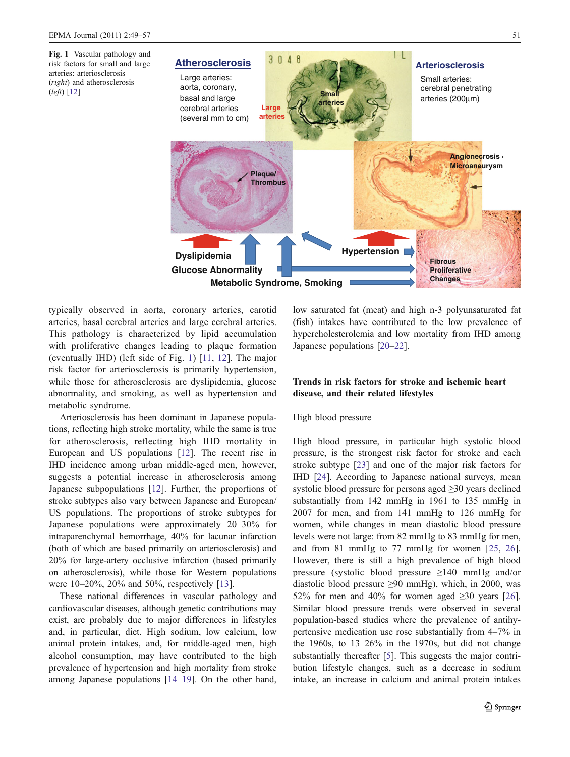**Fig. 1** Vascular pathology and risk factors for small and large arteries: arteriosclerosis (*right*) and atherosclerosis (*left*) [12]

typically observed in aorta, coronary arteries, carotid arteries, basal cerebral arteries and large cerebral arteries. This pathology is characterized by lipid accumulation with proliferative changes leading to plaque formation (eventually IHD) (left side of Fig. 1) [11, 12]. The major risk factor for arteriosclerosis is primarily hypertension, while those for atherosclerosis are dyslipidemia, glucose abnormality, and smoking, as well as hypertension and metabolic syndrome.

Arteriosclerosis has been dominant in Japanese populations, reflecting high stroke mortality, while the same is true for atherosclerosis, reflecting high IHD mortality in European and US populations [12]. The recent rise in IHD incidence among urban middle-aged men, however, suggests a potential increase in atherosclerosis among Japanese subpopulations [12]. Further, the proportions of stroke subtypes also vary between Japanese and European/US populations. The proportions of stroke subtypes for Japanese populations were approximately 20–30% for intraparenchymal hemorrhage, 40% for lacunar infarction (both of which are based primarily on arteriosclerosis) and 20% for large-artery occlusive infarction (based primarily on atherosclerosis), while those for Western populations were 10–20%, 20% and 50%, respectively [13].

These national differences in vascular pathology and cardiovascular diseases, although genetic contributions may exist, are probably due to major differences in lifestyles and, in particular, diet. High sodium, low calcium, low animal protein intakes, and, for middle-aged men, high alcohol consumption, may have contributed to the high prevalence of hypertension and high mortality from stroke among Japanese populations [14–19]. On the other hand, low saturated fat (meat) and high n-3 polyunsaturated fat (fish) intakes have contributed to the low prevalence of hypercholesterolemia and low mortality from IHD among Japanese populations [20–22].

## Trends in risk factors for stroke and ischemic heart disease, and their related lifestyles

### High blood pressure

High blood pressure, in particular high systolic blood pressure, is the strongest risk factor for stroke and each stroke subtype [23] and one of the major risk factors for IHD [24]. According to Japanese national surveys, mean systolic blood pressure for persons aged ≥30 years declined substantially from 142 mmHg in 1961 to 135 mmHg in 2007 for men, and from 141 mmHg to 126 mmHg for women, while changes in mean diastolic blood pressure levels were not large: from 82 mmHg to 83 mmHg for men, and from 81 mmHg to 77 mmHg for women [25, 26]. However, there is still a high prevalence of high blood pressure (systolic blood pressure ≥140 mmHg and/or diastolic blood pressure ≥90 mmHg), which, in 2000, was 52% for men and 40% for women aged ≥30 years [26]. Similar blood pressure trends were observed in several population-based studies where the prevalence of antihypertensive medication use rose substantially from 4–7% in the 1960s, to 13–26% in the 1970s, but did not change substantially thereafter [5]. This suggests the major contribution lifestyle changes, such as a decrease in sodium intake, an increase in calcium and animal protein intakes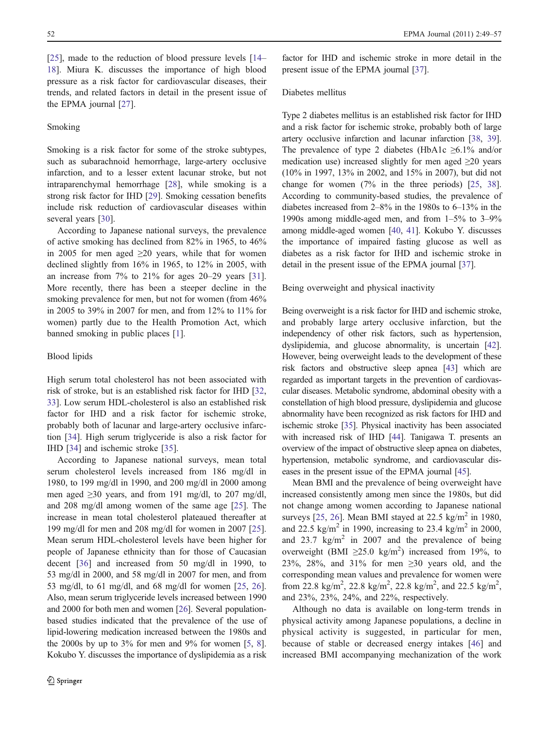[25], made to the reduction of blood pressure levels [14–18]. Miura K. discusses the importance of high blood pressure as a risk factor for cardiovascular diseases, their trends, and related factors in detail in the present issue of the EPMA journal [27].

### Smoking

Smoking is a risk factor for some of the stroke subtypes, such as subarachnoid hemorrhage, large-artery occlusive infarction, and to a lesser extent lacunar stroke, but not intraparenchymal hemorrhage [28], while smoking is a strong risk factor for IHD [29]. Smoking cessation benefits include risk reduction of cardiovascular diseases within several years [30].

According to Japanese national surveys, the prevalence of active smoking has declined from 82% in 1965, to 46% in 2005 for men aged ≥20 years, while that for women declined slightly from 16% in 1965, to 12% in 2005, with an increase from 7% to 21% for ages 20–29 years [31]. More recently, there has been a steeper decline in the smoking prevalence for men, but not for women (from 46% in 2005 to 39% in 2007 for men, and from 12% to 11% for women) partly due to the Health Promotion Act, which banned smoking in public places [1].

### Blood lipids

High serum total cholesterol has not been associated with risk of stroke, but is an established risk factor for IHD [32, 33]. Low serum HDL-cholesterol is also an established risk factor for IHD and a risk factor for ischemic stroke, probably both of lacunar and large-artery occlusive infarction [34]. High serum triglyceride is also a risk factor for IHD [34] and ischemic stroke [35].

According to Japanese national surveys, mean total serum cholesterol levels increased from 186 mg/dl in 1980, to 199 mg/dl in 1990, and 200 mg/dl in 2000 among men aged ≥30 years, and from 191 mg/dl, to 207 mg/dl, and 208 mg/dl among women of the same age [25]. The increase in mean total cholesterol plateaued thereafter at 199 mg/dl for men and 208 mg/dl for women in 2007 [25]. Mean serum HDL-cholesterol levels have been higher for people of Japanese ethnicity than for those of Caucasian decent [36] and increased from 50 mg/dl in 1990, to 53 mg/dl in 2000, and 58 mg/dl in 2007 for men, and from 53 mg/dl, to 61 mg/dl, and 68 mg/dl for women [25, 26]. Also, mean serum triglyceride levels increased between 1990 and 2000 for both men and women [26]. Several population-based studies indicated that the prevalence of the use of lipid-lowering medication increased between the 1980s and the 2000s by up to 3% for men and 9% for women [5, 8]. Kokubo Y. discusses the importance of dyslipidemia as a risk factor for IHD and ischemic stroke in more detail in the present issue of the EPMA journal [37].

### Diabetes mellitus

Type 2 diabetes mellitus is an established risk factor for IHD and a risk factor for ischemic stroke, probably both of large artery occlusive infarction and lacunar infarction [38, 39]. The prevalence of type 2 diabetes (HbA1c ≥6.1% and/or medication use) increased slightly for men aged ≥20 years (10% in 1997, 13% in 2002, and 15% in 2007), but did not change for women (7% in the three periods) [25, 38]. According to community-based studies, the prevalence of diabetes increased from 2–8% in the 1980s to 6–13% in the 1990s among middle-aged men, and from 1–5% to 3–9% among middle-aged women [40, 41]. Kokubo Y. discusses the importance of impaired fasting glucose as well as diabetes as a risk factor for IHD and ischemic stroke in detail in the present issue of the EPMA journal [37].

### Being overweight and physical inactivity

Being overweight is a risk factor for IHD and ischemic stroke, and probably large artery occlusive infarction, but the independency of other risk factors, such as hypertension, dyslipidemia, and glucose abnormality, is uncertain [42]. However, being overweight leads to the development of these risk factors and obstructive sleep apnea [43] which are regarded as important targets in the prevention of cardiovascular diseases. Metabolic syndrome, abdominal obesity with a constellation of high blood pressure, dyslipidemia and glucose abnormality have been recognized as risk factors for IHD and ischemic stroke [35]. Physical inactivity has been associated with increased risk of IHD [44]. Tanigawa T. presents an overview of the impact of obstructive sleep apnea on diabetes, hypertension, metabolic syndrome, and cardiovascular diseases in the present issue of the EPMA journal [45].

Mean BMI and the prevalence of being overweight have increased consistently among men since the 1980s, but did not change among women according to Japanese national surveys [25, 26]. Mean BMI stayed at 22.5 kg/m$^2$ in 1980, and 22.5 kg/m$^2$ in 1990, increasing to 23.4 kg/m$^2$ in 2000, and 23.7 kg/m$^2$ in 2007 and the prevalence of being overweight (BMI ≥25.0 kg/m$^2$) increased from 19%, to 23%, 28%, and 31% for men ≥30 years old, and the corresponding mean values and prevalence for women were from 22.8 kg/m$^2$, 22.8 kg/m$^2$, 22.8 kg/m$^2$, and 22.5 kg/m$^2$, and 23%, 23%, 24%, and 22%, respectively.

Although no data is available on long-term trends in physical activity among Japanese populations, a decline in physical activity is suggested, in particular for men, because of stable or decreased energy intakes [46] and increased BMI accompanying mechanization of the work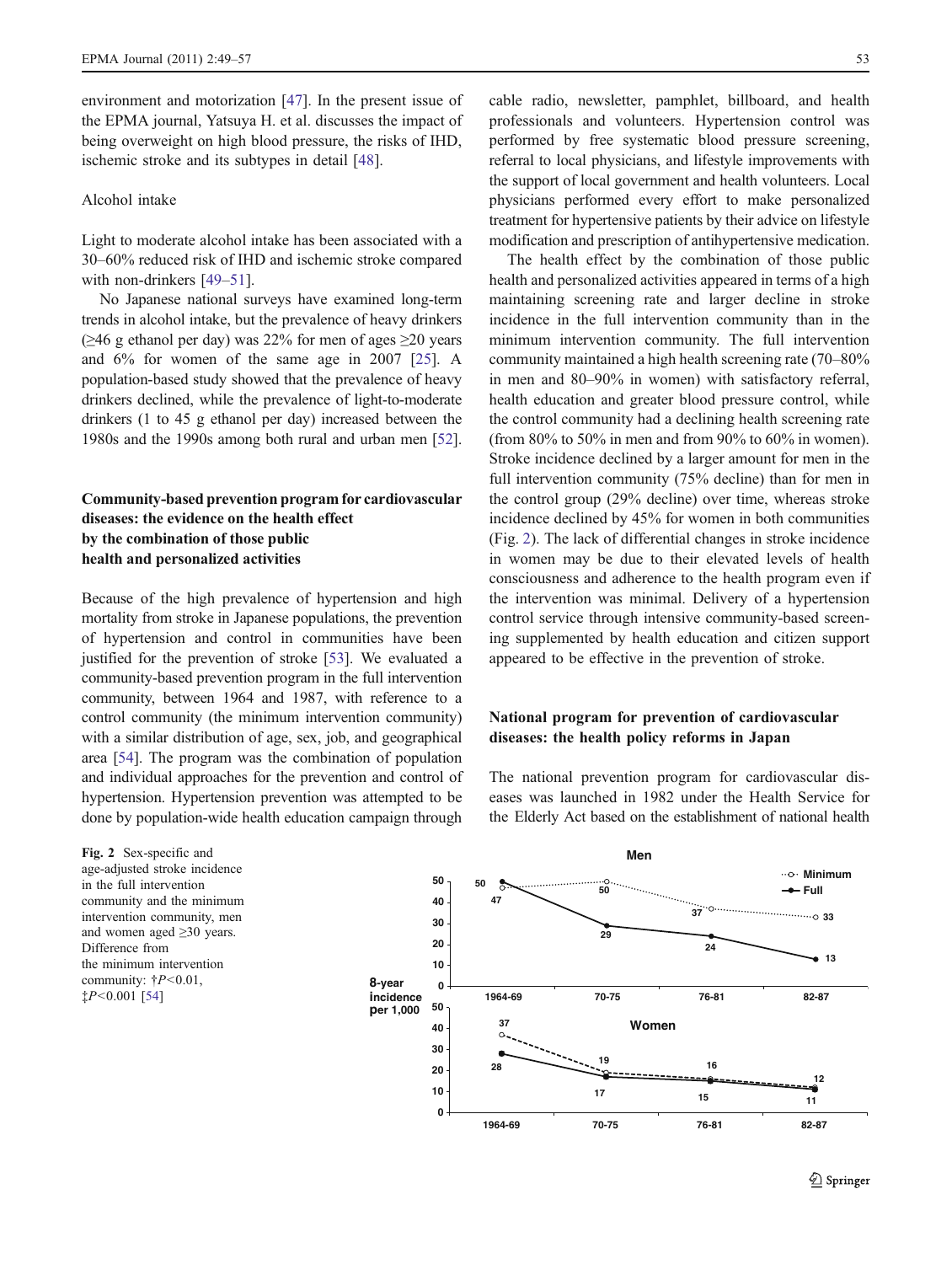environment and motorization [47]. In the present issue of the EPMA journal, Yatsuya H. et al. discusses the impact of being overweight on high blood pressure, the risks of IHD, ischemic stroke and its subtypes in detail [48].

### Alcohol intake

Light to moderate alcohol intake has been associated with a 30–60% reduced risk of IHD and ischemic stroke compared with non-drinkers [49–51].

No Japanese national surveys have examined long-term trends in alcohol intake, but the prevalence of heavy drinkers (≥46 g ethanol per day) was 22% for men of ages ≥20 years and 6% for women of the same age in 2007 [25]. A population-based study showed that the prevalence of heavy drinkers declined, while the prevalence of light-to-moderate drinkers (1 to 45 g ethanol per day) increased between the 1980s and the 1990s among both rural and urban men [52].

## Community-based prevention program for cardiovascular diseases: the evidence on the health effect by the combination of those public health and personalized activities

Because of the high prevalence of hypertension and high mortality from stroke in Japanese populations, the prevention of hypertension and control in communities have been justified for the prevention of stroke [53]. We evaluated a community-based prevention program in the full intervention community, between 1964 and 1987, with reference to a control community (the minimum intervention community) with a similar distribution of age, sex, job, and geographical area [54]. The program was the combination of population and individual approaches for the prevention and control of hypertension. Hypertension prevention was attempted to be done by population-wide health education campaign through cable radio, newsletter, pamphlet, billboard, and health professionals and volunteers. Hypertension control was performed by free systematic blood pressure screening, referral to local physicians, and lifestyle improvements with the support of local government and health volunteers. Local physicians performed every effort to make personalized treatment for hypertensive patients by their advice on lifestyle modification and prescription of antihypertensive medication.

The health effect by the combination of those public health and personalized activities appeared in terms of a high maintaining screening rate and larger decline in stroke incidence in the full intervention community than in the minimum intervention community. The full intervention community maintained a high health screening rate (70–80% in men and 80–90% in women) with satisfactory referral, health education and greater blood pressure control, while the control community had a declining health screening rate (from 80% to 50% in men and from 90% to 60% in women). Stroke incidence declined by a larger amount for men in the full intervention community (75% decline) than for men in the control group (29% decline) over time, whereas stroke incidence declined by 45% for women in both communities (Fig. 2). The lack of differential changes in stroke incidence in women may be due to their elevated levels of health consciousness and adherence to the health program even if the intervention was minimal. Delivery of a hypertension control service through intensive community-based screening supplemented by health education and citizen support appeared to be effective in the prevention of stroke.

## National program for prevention of cardiovascular diseases: the health policy reforms in Japan

The national prevention program for cardiovascular diseases was launched in 1982 under the Health Service for the Elderly Act based on the establishment of national health

**Fig. 2** Sex-specific and age-adjusted stroke incidence in the full intervention community and the minimum intervention community, men and women aged ≥30 years. Difference from the minimum intervention community: †$P<0.01$, ‡$P<0.001$ [54]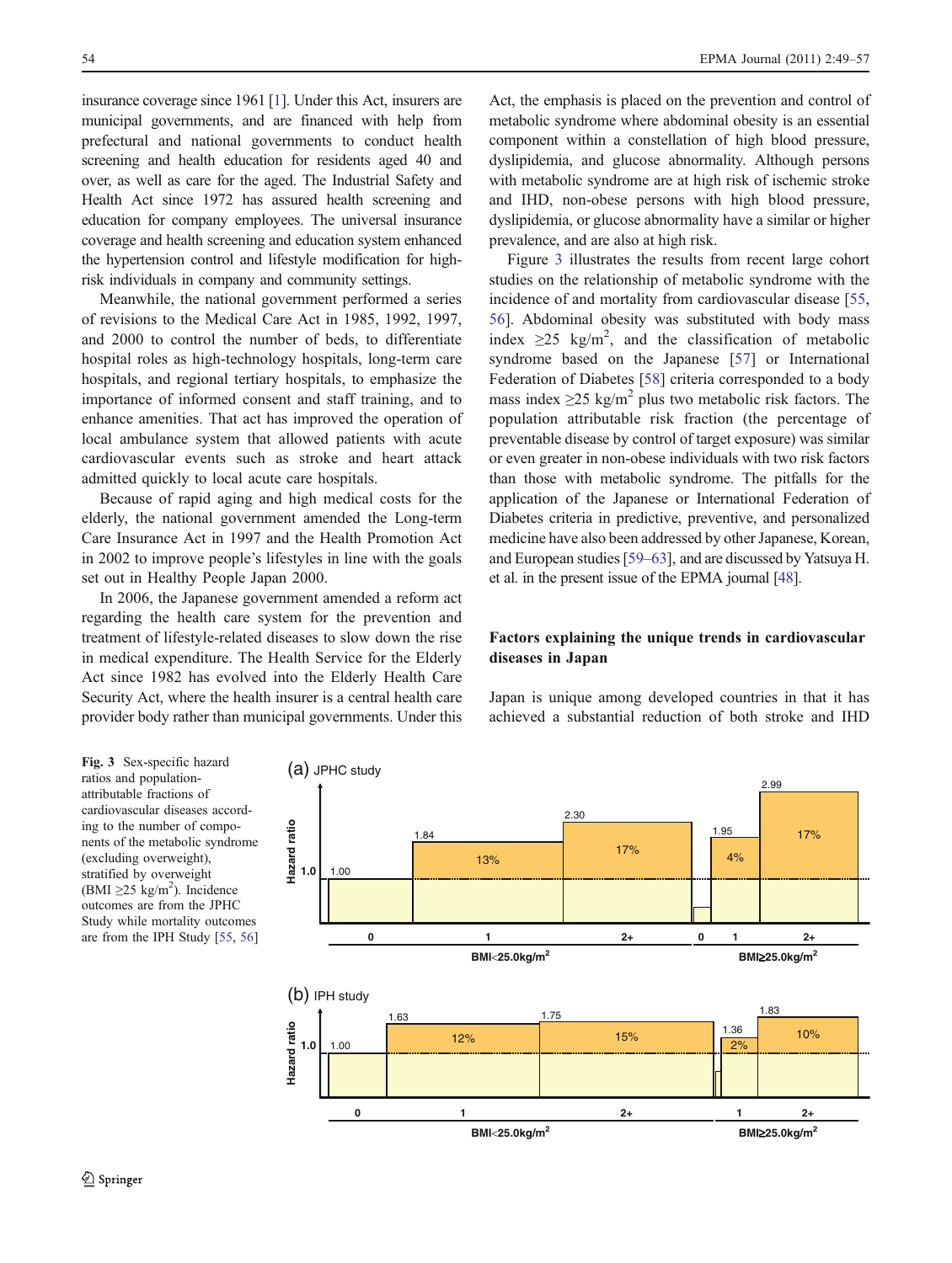insurance coverage since 1961 [1]. Under this Act, insurers are municipal governments, and are financed with help from prefectural and national governments to conduct health screening and health education for residents aged 40 and over, as well as care for the aged. The Industrial Safety and Health Act since 1972 has assured health screening and education for company employees. The universal insurance coverage and health screening and education system enhanced the hypertension control and lifestyle modification for high-risk individuals in company and community settings.

Meanwhile, the national government performed a series of revisions to the Medical Care Act in 1985, 1992, 1997, and 2000 to control the number of beds, to differentiate hospital roles as high-technology hospitals, long-term care hospitals, and regional tertiary hospitals, to emphasize the importance of informed consent and staff training, and to enhance amenities. That act has improved the operation of local ambulance system that allowed patients with acute cardiovascular events such as stroke and heart attack admitted quickly to local acute care hospitals.

Because of rapid aging and high medical costs for the elderly, the national government amended the Long-term Care Insurance Act in 1997 and the Health Promotion Act in 2002 to improve people's lifestyles in line with the goals set out in Healthy People Japan 2000.

In 2006, the Japanese government amended a reform act regarding the health care system for the prevention and treatment of lifestyle-related diseases to slow down the rise in medical expenditure. The Health Service for the Elderly Act since 1982 has evolved into the Elderly Health Care Security Act, where the health insurer is a central health care provider body rather than municipal governments. Under this Act, the emphasis is placed on the prevention and control of metabolic syndrome where abdominal obesity is an essential component within a constellation of high blood pressure, dyslipidemia, and glucose abnormality. Although persons with metabolic syndrome are at high risk of ischemic stroke and IHD, non-obese persons with high blood pressure, dyslipidemia, or glucose abnormality have a similar or higher prevalence, and are also at high risk.

Figure 3 illustrates the results from recent large cohort studies on the relationship of metabolic syndrome with the incidence of and mortality from cardiovascular disease [55, 56]. Abdominal obesity was substituted with body mass index ≥25 kg/m$^2$, and the classification of metabolic syndrome based on the Japanese [57] or International Federation of Diabetes [58] criteria corresponded to a body mass index ≥25 kg/m$^2$ plus two metabolic risk factors. The population attributable risk fraction (the percentage of preventable disease by control of target exposure) was similar or even greater in non-obese individuals with two risk factors than those with metabolic syndrome. The pitfalls for the application of the Japanese or International Federation of Diabetes criteria in predictive, preventive, and personalized medicine have also been addressed by other Japanese, Korean, and European studies [59–63], and are discussed by Yatsuya H. et al. in the present issue of the EPMA journal [48].

## Factors explaining the unique trends in cardiovascular diseases in Japan

Japan is unique among developed countries in that it has achieved a substantial reduction of both stroke and IHD

**Fig. 3** Sex-specific hazard ratios and population-attributable fractions of cardiovascular diseases according to the number of components of the metabolic syndrome (excluding overweight), stratified by overweight (BMI ≥25 kg/m$^2$). Incidence outcomes are from the JPHC Study while mortality outcomes are from the IPH Study [55, 56]

(a) JPHC study

| | BMI<25.0kg/m$^2$ | | | BMI≥25.0kg/m$^2$ | | |
|---|---|---|---|---|---|---|
| Number of components | 0 | 1 | 2+ | 0 | 1 | 2+ |
| Hazard ratio | 1.00 | 1.84 | 2.30 | | 1.95 | 2.99 |
| Population-attributable fraction | | 13% | 17% | | 4% | 17% |

(b) IPH study

| | BMI<25.0kg/m$^2$ | | | BMI≥25.0kg/m$^2$ | |
|---|---|---|---|---|---|
| Number of components | 0 | 1 | 2+ | 1 | 2+ |
| Hazard ratio | 1.00 | 1.63 | 1.75 | 1.36 | 1.83 |
| Population-attributable fraction | | 12% | 15% | 2% | 10% |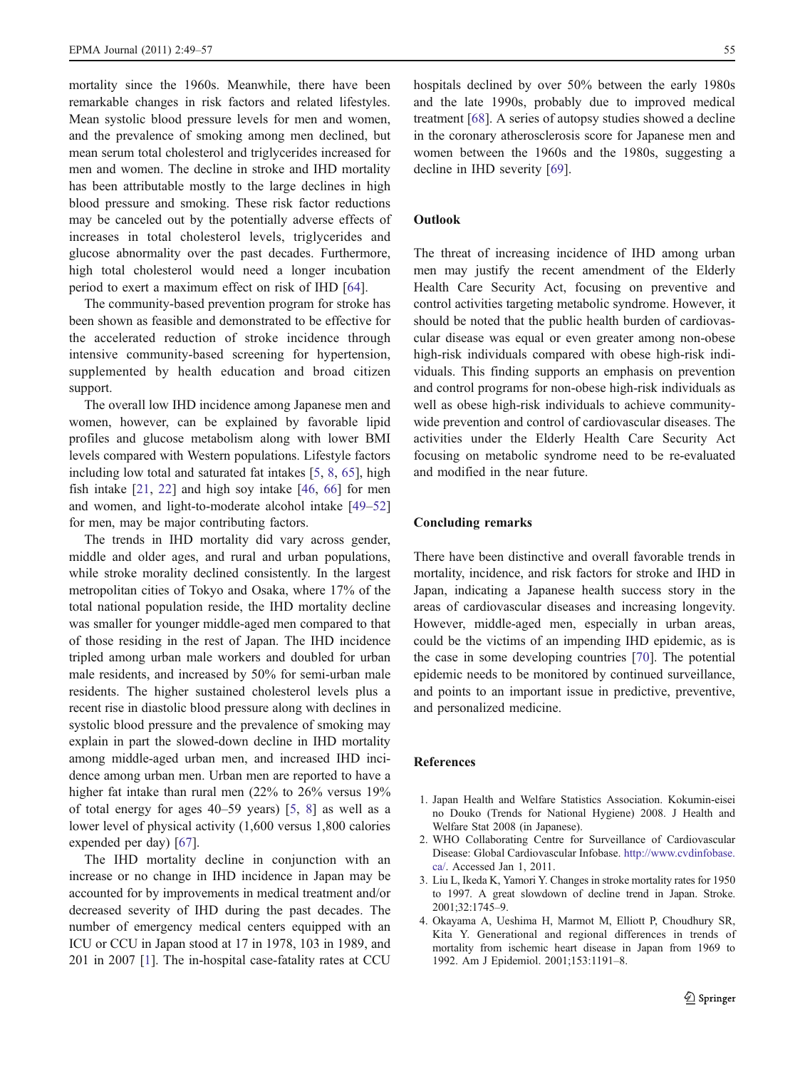mortality since the 1960s. Meanwhile, there have been remarkable changes in risk factors and related lifestyles. Mean systolic blood pressure levels for men and women, and the prevalence of smoking among men declined, but mean serum total cholesterol and triglycerides increased for men and women. The decline in stroke and IHD mortality has been attributable mostly to the large declines in high blood pressure and smoking. These risk factor reductions may be canceled out by the potentially adverse effects of increases in total cholesterol levels, triglycerides and glucose abnormality over the past decades. Furthermore, high total cholesterol would need a longer incubation period to exert a maximum effect on risk of IHD [64].

The community-based prevention program for stroke has been shown as feasible and demonstrated to be effective for the accelerated reduction of stroke incidence through intensive community-based screening for hypertension, supplemented by health education and broad citizen support.

The overall low IHD incidence among Japanese men and women, however, can be explained by favorable lipid profiles and glucose metabolism along with lower BMI levels compared with Western populations. Lifestyle factors including low total and saturated fat intakes [5, 8, 65], high fish intake [21, 22] and high soy intake [46, 66] for men and women, and light-to-moderate alcohol intake [49–52] for men, may be major contributing factors.

The trends in IHD mortality did vary across gender, middle and older ages, and rural and urban populations, while stroke morality declined consistently. In the largest metropolitan cities of Tokyo and Osaka, where 17% of the total national population reside, the IHD mortality decline was smaller for younger middle-aged men compared to that of those residing in the rest of Japan. The IHD incidence tripled among urban male workers and doubled for urban male residents, and increased by 50% for semi-urban male residents. The higher sustained cholesterol levels plus a recent rise in diastolic blood pressure along with declines in systolic blood pressure and the prevalence of smoking may explain in part the slowed-down decline in IHD mortality among middle-aged urban men, and increased IHD incidence among urban men. Urban men are reported to have a higher fat intake than rural men (22% to 26% versus 19% of total energy for ages 40–59 years) [5, 8] as well as a lower level of physical activity (1,600 versus 1,800 calories expended per day) [67].

The IHD mortality decline in conjunction with an increase or no change in IHD incidence in Japan may be accounted for by improvements in medical treatment and/or decreased severity of IHD during the past decades. The number of emergency medical centers equipped with an ICU or CCU in Japan stood at 17 in 1978, 103 in 1989, and 201 in 2007 [1]. The in-hospital case-fatality rates at CCU hospitals declined by over 50% between the early 1980s and the late 1990s, probably due to improved medical treatment [68]. A series of autopsy studies showed a decline in the coronary atherosclerosis score for Japanese men and women between the 1960s and the 1980s, suggesting a decline in IHD severity [69].

## Outlook

The threat of increasing incidence of IHD among urban men may justify the recent amendment of the Elderly Health Care Security Act, focusing on preventive and control activities targeting metabolic syndrome. However, it should be noted that the public health burden of cardiovascular disease was equal or even greater among non-obese high-risk individuals compared with obese high-risk individuals. This finding supports an emphasis on prevention and control programs for non-obese high-risk individuals as well as obese high-risk individuals to achieve community-wide prevention and control of cardiovascular diseases. The activities under the Elderly Health Care Security Act focusing on metabolic syndrome need to be re-evaluated and modified in the near future.

## Concluding remarks

There have been distinctive and overall favorable trends in mortality, incidence, and risk factors for stroke and IHD in Japan, indicating a Japanese health success story in the areas of cardiovascular diseases and increasing longevity. However, middle-aged men, especially in urban areas, could be the victims of an impending IHD epidemic, as is the case in some developing countries [70]. The potential epidemic needs to be monitored by continued surveillance, and points to an important issue in predictive, preventive, and personalized medicine.

## References

1. Japan Health and Welfare Statistics Association. Kokumin-eisei no Douko (Trends for National Hygiene) 2008. J Health and Welfare Stat 2008 (in Japanese).
2. WHO Collaborating Centre for Surveillance of Cardiovascular Disease: Global Cardiovascular Infobase. http://www.cvdinfobase.ca/. Accessed Jan 1, 2011.
3. Liu L, Ikeda K, Yamori Y. Changes in stroke mortality rates for 1950 to 1997. A great slowdown of decline trend in Japan. Stroke. 2001;32:1745–9.
4. Okayama A, Ueshima H, Marmot M, Elliott P, Choudhury SR, Kita Y. Generational and regional differences in trends of mortality from ischemic heart disease in Japan from 1969 to 1992. Am J Epidemiol. 2001;153:1191–8.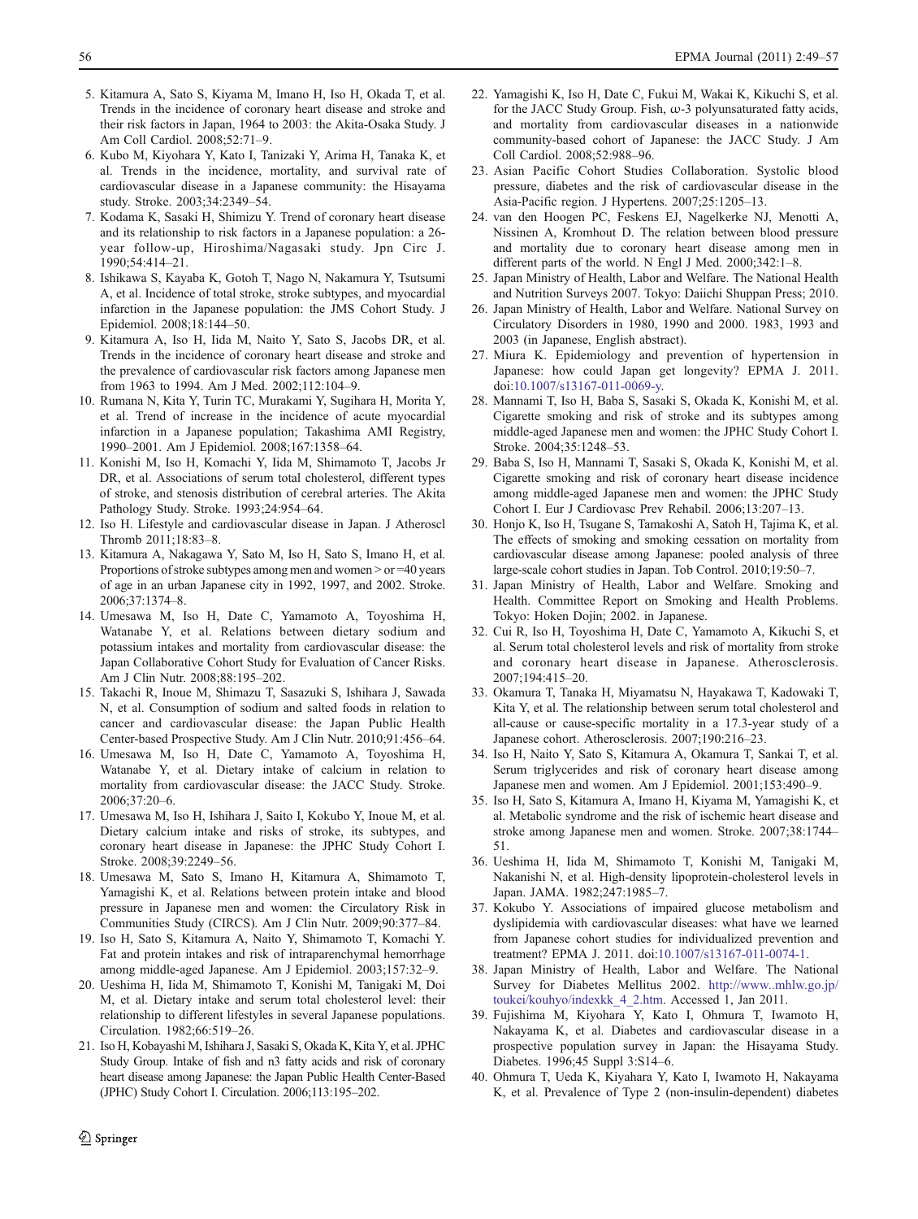5. Kitamura A, Sato S, Kiyama M, Imano H, Iso H, Okada T, et al. Trends in the incidence of coronary heart disease and stroke and their risk factors in Japan, 1964 to 2003: the Akita-Osaka Study. J Am Coll Cardiol. 2008;52:71–9.
6. Kubo M, Kiyohara Y, Kato I, Tanizaki Y, Arima H, Tanaka K, et al. Trends in the incidence, mortality, and survival rate of cardiovascular disease in a Japanese community: the Hisayama study. Stroke. 2003;34:2349–54.
7. Kodama K, Sasaki H, Shimizu Y. Trend of coronary heart disease and its relationship to risk factors in a Japanese population: a 26-year follow-up, Hiroshima/Nagasaki study. Jpn Circ J. 1990;54:414–21.
8. Ishikawa S, Kayaba K, Gotoh T, Nago N, Nakamura Y, Tsutsumi A, et al. Incidence of total stroke, stroke subtypes, and myocardial infarction in the Japanese population: the JMS Cohort Study. J Epidemiol. 2008;18:144–50.
9. Kitamura A, Iso H, Iida M, Naito Y, Sato S, Jacobs DR, et al. Trends in the incidence of coronary heart disease and stroke and the prevalence of cardiovascular risk factors among Japanese men from 1963 to 1994. Am J Med. 2002;112:104–9.
10. Rumana N, Kita Y, Turin TC, Murakami Y, Sugihara H, Morita Y, et al. Trend of increase in the incidence of acute myocardial infarction in a Japanese population; Takashima AMI Registry, 1990–2001. Am J Epidemiol. 2008;167:1358–64.
11. Konishi M, Iso H, Komachi Y, Iida M, Shimamoto T, Jacobs Jr DR, et al. Associations of serum total cholesterol, different types of stroke, and stenosis distribution of cerebral arteries. The Akita Pathology Study. Stroke. 1993;24:954–64.
12. Iso H. Lifestyle and cardiovascular disease in Japan. J Atheroscl Thromb 2011;18:83–8.
13. Kitamura A, Nakagawa Y, Sato M, Iso H, Sato S, Imano H, et al. Proportions of stroke subtypes among men and women > or =40 years of age in an urban Japanese city in 1992, 1997, and 2002. Stroke. 2006;37:1374–8.
14. Umesawa M, Iso H, Date C, Yamamoto A, Toyoshima H, Watanabe Y, et al. Relations between dietary sodium and potassium intakes and mortality from cardiovascular disease: the Japan Collaborative Cohort Study for Evaluation of Cancer Risks. Am J Clin Nutr. 2008;88:195–202.
15. Takachi R, Inoue M, Shimazu T, Sasazuki S, Ishihara J, Sawada N, et al. Consumption of sodium and salted foods in relation to cancer and cardiovascular disease: the Japan Public Health Center-based Prospective Study. Am J Clin Nutr. 2010;91:456–64.
16. Umesawa M, Iso H, Date C, Yamamoto A, Toyoshima H, Watanabe Y, et al. Dietary intake of calcium in relation to mortality from cardiovascular disease: the JACC Study. Stroke. 2006;37:20–6.
17. Umesawa M, Iso H, Ishihara J, Saito I, Kokubo Y, Inoue M, et al. Dietary calcium intake and risks of stroke, its subtypes, and coronary heart disease in Japanese: the JPHC Study Cohort I. Stroke. 2008;39:2249–56.
18. Umesawa M, Sato S, Imano H, Kitamura A, Shimamoto T, Yamagishi K, et al. Relations between protein intake and blood pressure in Japanese men and women: the Circulatory Risk in Communities Study (CIRCS). Am J Clin Nutr. 2009;90:377–84.
19. Iso H, Sato S, Kitamura A, Naito Y, Shimamoto T, Komachi Y. Fat and protein intakes and risk of intraparenchymal hemorrhage among middle-aged Japanese. Am J Epidemiol. 2003;157:32–9.
20. Ueshima H, Iida M, Shimamoto T, Konishi M, Tanigaki M, Doi M, et al. Dietary intake and serum total cholesterol level: their relationship to different lifestyles in several Japanese populations. Circulation. 1982;66:519–26.
21. Iso H, Kobayashi M, Ishihara J, Sasaki S, Okada K, Kita Y, et al. JPHC Study Group. Intake of fish and n3 fatty acids and risk of coronary heart disease among Japanese: the Japan Public Health Center-Based (JPHC) Study Cohort I. Circulation. 2006;113:195–202.
22. Yamagishi K, Iso H, Date C, Fukui M, Wakai K, Kikuchi S, et al. for the JACC Study Group. Fish, ω-3 polyunsaturated fatty acids, and mortality from cardiovascular diseases in a nationwide community-based cohort of Japanese: the JACC Study. J Am Coll Cardiol. 2008;52:988–96.
23. Asian Pacific Cohort Studies Collaboration. Systolic blood pressure, diabetes and the risk of cardiovascular disease in the Asia-Pacific region. J Hypertens. 2007;25:1205–13.
24. van den Hoogen PC, Feskens EJ, Nagelkerke NJ, Menotti A, Nissinen A, Kromhout D. The relation between blood pressure and mortality due to coronary heart disease among men in different parts of the world. N Engl J Med. 2000;342:1–8.
25. Japan Ministry of Health, Labor and Welfare. The National Health and Nutrition Surveys 2007. Tokyo: Daiichi Shuppan Press; 2010.
26. Japan Ministry of Health, Labor and Welfare. National Survey on Circulatory Disorders in 1980, 1990 and 2000. 1983, 1993 and 2003 (in Japanese, English abstract).
27. Miura K. Epidemiology and prevention of hypertension in Japanese: how could Japan get longevity? EPMA J. 2011. doi:10.1007/s13167-011-0069-y.
28. Mannami T, Iso H, Baba S, Sasaki S, Okada K, Konishi M, et al. Cigarette smoking and risk of stroke and its subtypes among middle-aged Japanese men and women: the JPHC Study Cohort I. Stroke. 2004;35:1248–53.
29. Baba S, Iso H, Mannami T, Sasaki S, Okada K, Konishi M, et al. Cigarette smoking and risk of coronary heart disease incidence among middle-aged Japanese men and women: the JPHC Study Cohort I. Eur J Cardiovasc Prev Rehabil. 2006;13:207–13.
30. Honjo K, Iso H, Tsugane S, Tamakoshi A, Satoh H, Tajima K, et al. The effects of smoking and smoking cessation on mortality from cardiovascular disease among Japanese: pooled analysis of three large-scale cohort studies in Japan. Tob Control. 2010;19:50–7.
31. Japan Ministry of Health, Labor and Welfare. Smoking and Health. Committee Report on Smoking and Health Problems. Tokyo: Hoken Dojin; 2002. in Japanese.
32. Cui R, Iso H, Toyoshima H, Date C, Yamamoto A, Kikuchi S, et al. Serum total cholesterol levels and risk of mortality from stroke and coronary heart disease in Japanese. Atherosclerosis. 2007;194:415–20.
33. Okamura T, Tanaka H, Miyamatsu N, Hayakawa T, Kadowaki T, Kita Y, et al. The relationship between serum total cholesterol and all-cause or cause-specific mortality in a 17.3-year study of a Japanese cohort. Atherosclerosis. 2007;190:216–23.
34. Iso H, Naito Y, Sato S, Kitamura A, Okamura T, Sankai T, et al. Serum triglycerides and risk of coronary heart disease among Japanese men and women. Am J Epidemiol. 2001;153:490–9.
35. Iso H, Sato S, Kitamura A, Imano H, Kiyama M, Yamagishi K, et al. Metabolic syndrome and the risk of ischemic heart disease and stroke among Japanese men and women. Stroke. 2007;38:1744–51.
36. Ueshima H, Iida M, Shimamoto T, Konishi M, Tanigaki M, Nakanishi N, et al. High-density lipoprotein-cholesterol levels in Japan. JAMA. 1982;247:1985–7.
37. Kokubo Y. Associations of impaired glucose metabolism and dyslipidemia with cardiovascular diseases: what have we learned from Japanese cohort studies for individualized prevention and treatment? EPMA J. 2011. doi:10.1007/s13167-011-0074-1.
38. Japan Ministry of Health, Labor and Welfare. The National Survey for Diabetes Mellitus 2002. http://www..mhlw.go.jp/toukei/kouhyo/indexkk_4_2.htm. Accessed 1, Jan 2011.
39. Fujishima M, Kiyohara Y, Kato I, Ohmura T, Iwamoto H, Nakayama K, et al. Diabetes and cardiovascular disease in a prospective population survey in Japan: the Hisayama Study. Diabetes. 1996;45 Suppl 3:S14–6.
40. Ohmura T, Ueda K, Kiyahara Y, Kato I, Iwamoto H, Nakayama K, et al. Prevalence of Type 2 (non-insulin-dependent) diabetes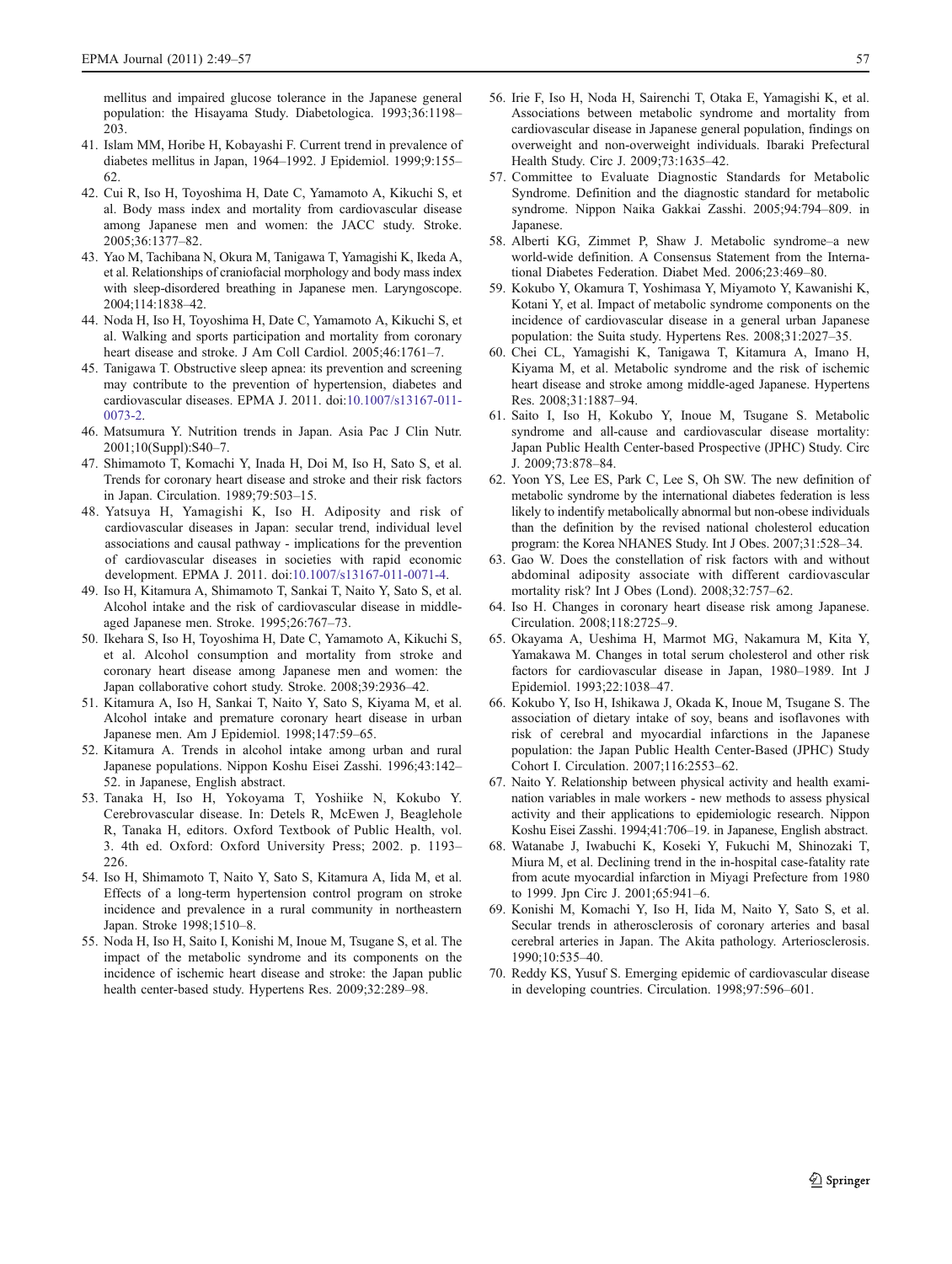mellitus and impaired glucose tolerance in the Japanese general population: the Hisayama Study. Diabetologica. 1993;36:1198–203.

41. Islam MM, Horibe H, Kobayashi F. Current trend in prevalence of diabetes mellitus in Japan, 1964–1992. J Epidemiol. 1999;9:155–62.
42. Cui R, Iso H, Toyoshima H, Date C, Yamamoto A, Kikuchi S, et al. Body mass index and mortality from cardiovascular disease among Japanese men and women: the JACC study. Stroke. 2005;36:1377–82.
43. Yao M, Tachibana N, Okura M, Tanigawa T, Yamagishi K, Ikeda A, et al. Relationships of craniofacial morphology and body mass index with sleep-disordered breathing in Japanese men. Laryngoscope. 2004;114:1838–42.
44. Noda H, Iso H, Toyoshima H, Date C, Yamamoto A, Kikuchi S, et al. Walking and sports participation and mortality from coronary heart disease and stroke. J Am Coll Cardiol. 2005;46:1761–7.
45. Tanigawa T. Obstructive sleep apnea: its prevention and screening may contribute to the prevention of hypertension, diabetes and cardiovascular diseases. EPMA J. 2011. doi:10.1007/s13167-011-0073-2.
46. Matsumura Y. Nutrition trends in Japan. Asia Pac J Clin Nutr. 2001;10(Suppl):S40–7.
47. Shimamoto T, Komachi Y, Inada H, Doi M, Iso H, Sato S, et al. Trends for coronary heart disease and stroke and their risk factors in Japan. Circulation. 1989;79:503–15.
48. Yatsuya H, Yamagishi K, Iso H. Adiposity and risk of cardiovascular diseases in Japan: secular trend, individual level associations and causal pathway - implications for the prevention of cardiovascular diseases in societies with rapid economic development. EPMA J. 2011. doi:10.1007/s13167-011-0071-4.
49. Iso H, Kitamura A, Shimamoto T, Sankai T, Naito Y, Sato S, et al. Alcohol intake and the risk of cardiovascular disease in middle-aged Japanese men. Stroke. 1995;26:767–73.
50. Ikehara S, Iso H, Toyoshima H, Date C, Yamamoto A, Kikuchi S, et al. Alcohol consumption and mortality from stroke and coronary heart disease among Japanese men and women: the Japan collaborative cohort study. Stroke. 2008;39:2936–42.
51. Kitamura A, Iso H, Sankai T, Naito Y, Sato S, Kiyama M, et al. Alcohol intake and premature coronary heart disease in urban Japanese men. Am J Epidemiol. 1998;147:59–65.
52. Kitamura A. Trends in alcohol intake among urban and rural Japanese populations. Nippon Koshu Eisei Zasshi. 1996;43:142–52. in Japanese, English abstract.
53. Tanaka H, Iso H, Yokoyama T, Yoshiike N, Kokubo Y. Cerebrovascular disease. In: Detels R, McEwen J, Beaglehole R, Tanaka H, editors. Oxford Textbook of Public Health, vol. 3. 4th ed. Oxford: Oxford University Press; 2002. p. 1193–226.
54. Iso H, Shimamoto T, Naito Y, Sato S, Kitamura A, Iida M, et al. Effects of a long-term hypertension control program on stroke incidence and prevalence in a rural community in northeastern Japan. Stroke 1998;29:1510–8.
55. Noda H, Iso H, Saito I, Konishi M, Inoue M, Tsugane S, et al. The impact of the metabolic syndrome and its components on the incidence of ischemic heart disease and stroke: the Japan public health center-based study. Hypertens Res. 2009;32:289–98.
56. Irie F, Iso H, Noda H, Sairenchi T, Otaka E, Yamagishi K, et al. Associations between metabolic syndrome and mortality from cardiovascular disease in Japanese general population, findings on overweight and non-overweight individuals. Ibaraki Prefectural Health Study. Circ J. 2009;73:1635–42.
57. Committee to Evaluate Diagnostic Standards for Metabolic Syndrome. Definition and the diagnostic standard for metabolic syndrome. Nippon Naika Gakkai Zasshi. 2005;94:794–809. in Japanese.
58. Alberti KG, Zimmet P, Shaw J. Metabolic syndrome–a new world-wide definition. A Consensus Statement from the International Diabetes Federation. Diabet Med. 2006;23:469–80.
59. Kokubo Y, Okamura T, Yoshimasa Y, Miyamoto Y, Kawanishi K, Kotani Y, et al. Impact of metabolic syndrome components on the incidence of cardiovascular disease in a general urban Japanese population: the Suita study. Hypertens Res. 2008;31:2027–35.
60. Chei CL, Yamagishi K, Tanigawa T, Kitamura A, Imano H, Kiyama M, et al. Metabolic syndrome and the risk of ischemic heart disease and stroke among middle-aged Japanese. Hypertens Res. 2008;31:1887–94.
61. Saito I, Iso H, Kokubo Y, Inoue M, Tsugane S. Metabolic syndrome and all-cause and cardiovascular disease mortality: Japan Public Health Center-based Prospective (JPHC) Study. Circ J. 2009;73:878–84.
62. Yoon YS, Lee ES, Park C, Lee S, Oh SW. The new definition of metabolic syndrome by the international diabetes federation is less likely to indentify metabolically abnormal but non-obese individuals than the definition by the revised national cholesterol education program: the Korea NHANES Study. Int J Obes. 2007;31:528–34.
63. Gao W. Does the constellation of risk factors with and without abdominal adiposity associate with different cardiovascular mortality risk? Int J Obes (Lond). 2008;32:757–62.
64. Iso H. Changes in coronary heart disease risk among Japanese. Circulation. 2008;118:2725–9.
65. Okayama A, Ueshima H, Marmot MG, Nakamura M, Kita Y, Yamakawa M. Changes in total serum cholesterol and other risk factors for cardiovascular disease in Japan, 1980–1989. Int J Epidemiol. 1993;22:1038–47.
66. Kokubo Y, Iso H, Ishikawa J, Okada K, Inoue M, Tsugane S. The association of dietary intake of soy, beans and isoflavones with risk of cerebral and myocardial infarctions in the Japanese population: the Japan Public Health Center-Based (JPHC) Study Cohort I. Circulation. 2007;116:2553–62.
67. Naito Y. Relationship between physical activity and health examination variables in male workers - new methods to assess physical activity and their applications to epidemiologic research. Nippon Koshu Eisei Zasshi. 1994;41:706–19. in Japanese, English abstract.
68. Watanabe J, Iwabuchi K, Koseki Y, Fukuchi M, Shinozaki T, Miura M, et al. Declining trend in the in-hospital case-fatality rate from acute myocardial infarction in Miyagi Prefecture from 1980 to 1999. Jpn Circ J. 2001;65:941–6.
69. Konishi M, Komachi Y, Iso H, Iida M, Naito Y, Sato S, et al. Secular trends in atherosclerosis of coronary arteries and basal cerebral arteries in Japan. The Akita pathology. Arteriosclerosis. 1990;10:535–40.
70. Reddy KS, Yusuf S. Emerging epidemic of cardiovascular disease in developing countries. Circulation. 1998;97:596–601.